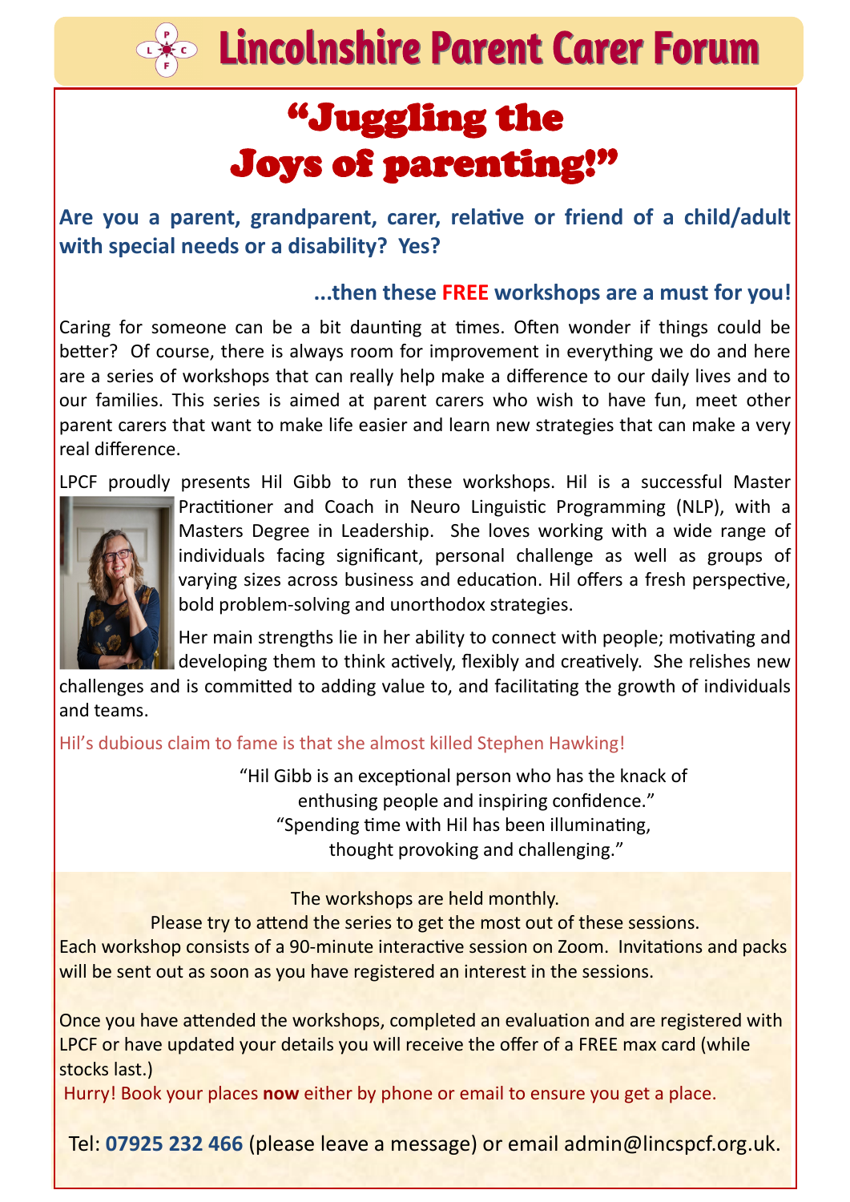# Lincolnshire Parent Carer Forum

# "Juggling the Joys of parenting!"

**Are you a parent, grandparent, carer, relative or friend of a child/adult with special needs or a disability? Yes?**

**...then these FREE workshops are a must for you!**

Caring for someone can be a bit daunting at times. Often wonder if things could be better? Of course, there is always room for improvement in everything we do and here are a series of workshops that can really help make a difference to our daily lives and to our families. This series is aimed at parent carers who wish to have fun, meet other parent carers that want to make life easier and learn new strategies that can make a very real difference.

LPCF proudly presents Hil Gibb to run these workshops. Hil is a successful Master Practitioner and Coach in Neuro Linguistic Programming (NLP), with a Masters Degree in Leadership. She loves working with a wide range of individuals facing significant, personal challenge as well as groups of varying sizes across business and education. Hil offers a fresh perspective, bold problem-solving and unorthodox strategies.

Her main strengths lie in her ability to connect with people; motivating and developing them to think actively, flexibly and creatively. She relishes new challenges and is committed to adding value to, and facilitating the growth of individuals and teams.

Hil's dubious claim to fame is that she almost killed Stephen Hawking!

"Hil Gibb is an exceptional person who has the knack of enthusing people and inspiring confidence."

"Spending time with Hil has been illuminating, thought provoking and challenging."

The workshops are held monthly.

Please try to attend the series to get the most out of these sessions.

Each workshop consists of a 90-minute interactive session on Zoom. Invitations and packs will be sent out as soon as you have registered an interest in the sessions.

Once you have attended the workshops, completed an evaluation and are registered with LPCF or have updated your details you will receive the offer of a FREE max card (while stocks last.)

Hurry! Book your places **now** either by phone or email to ensure you get a place.

Tel: **07925 232 466** (please leave a message) or email admin@lincspcf.org.uk.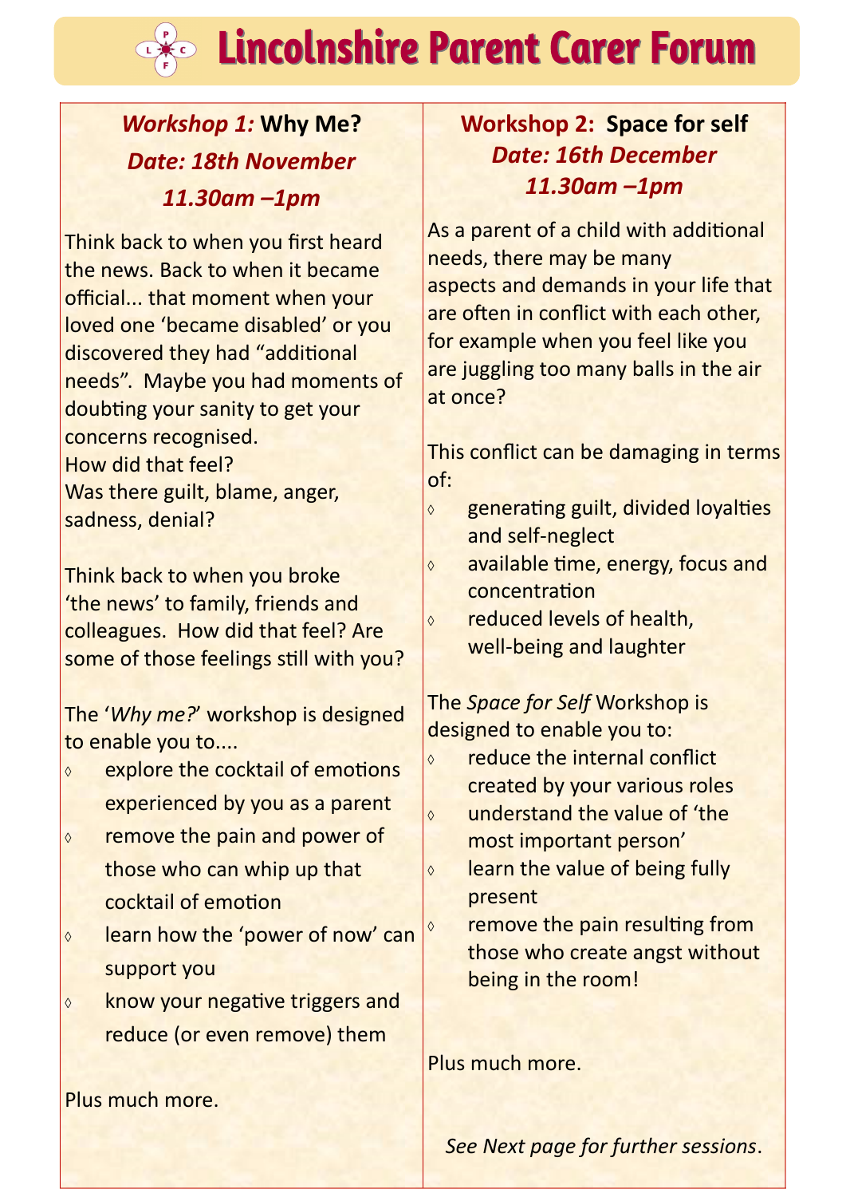# Lincolnshire Parent Carer Forum

## *Workshop 1:* Why Me?

***Date: 18th November***

***11.30am –1pm***

Think back to when you first heard the news. Back to when it became official... that moment when your loved one 'became disabled' or you discovered they had "additional needs". Maybe you had moments of doubting your sanity to get your concerns recognised.
How did that feel?
Was there guilt, blame, anger, sadness, denial?

Think back to when you broke 'the news' to family, friends and colleagues. How did that feel? Are some of those feelings still with you?

The '*Why me?*' workshop is designed to enable you to....

- explore the cocktail of emotions experienced by you as a parent
- remove the pain and power of those who can whip up that cocktail of emotion
- learn how the 'power of now' can support you
- know your negative triggers and reduce (or even remove) them

Plus much more.

## Workshop 2: Space for self

***Date: 16th December***

***11.30am –1pm***

As a parent of a child with additional needs, there may be many aspects and demands in your life that are often in conflict with each other, for example when you feel like you are juggling too many balls in the air at once?

This conflict can be damaging in terms of:

- generating guilt, divided loyalties and self-neglect
- available time, energy, focus and concentration
- reduced levels of health, well-being and laughter

The *Space for Self* Workshop is designed to enable you to:

- reduce the internal conflict created by your various roles
- understand the value of 'the most important person'
- learn the value of being fully present
- remove the pain resulting from those who create angst without being in the room!

Plus much more.

*See Next page for further sessions*.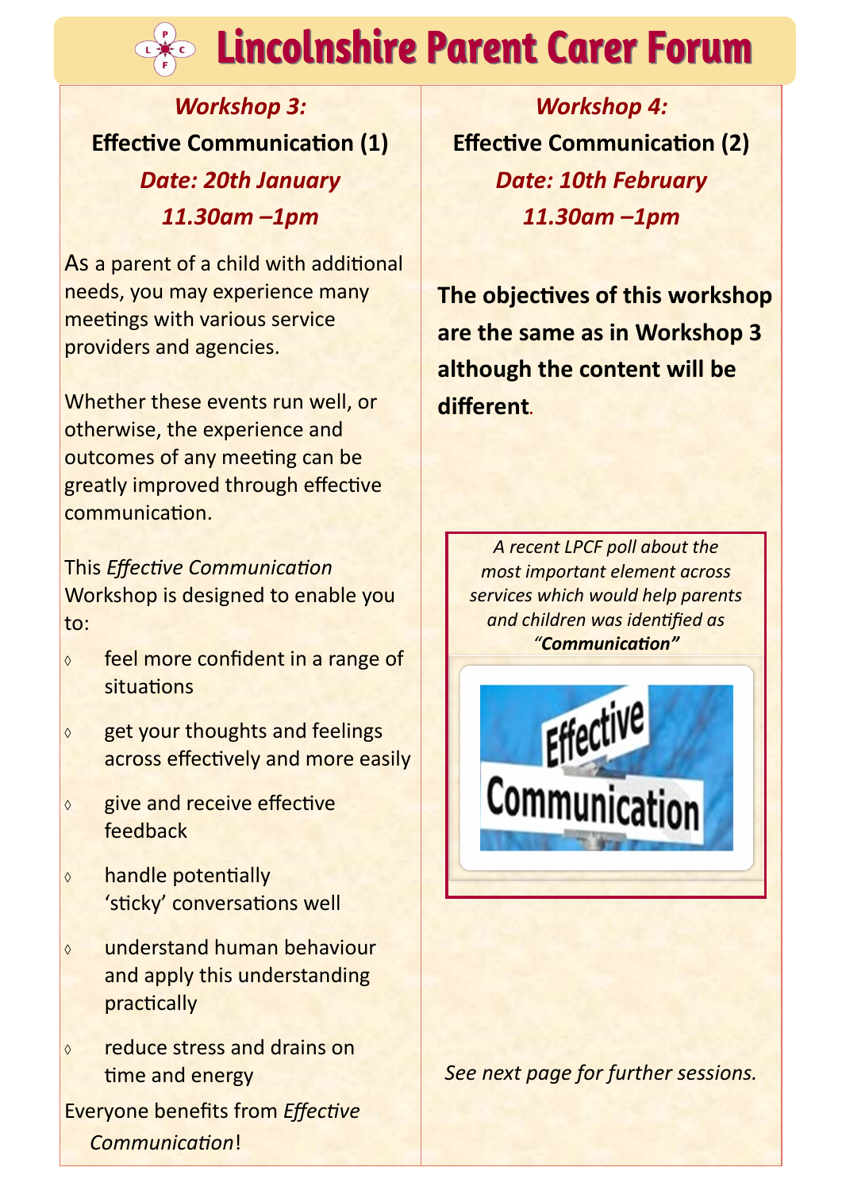# Lincolnshire Parent Carer Forum

## *Workshop 3:*

**Effective Communication (1)**

***Date: 20th January***

***11.30am –1pm***

As a parent of a child with additional needs, you may experience many meetings with various service providers and agencies.

Whether these events run well, or otherwise, the experience and outcomes of any meeting can be greatly improved through effective communication.

This *Effective Communication* Workshop is designed to enable you to:

- feel more confident in a range of situations
- get your thoughts and feelings across effectively and more easily
- give and receive effective feedback
- handle potentially 'sticky' conversations well
- understand human behaviour and apply this understanding practically
- reduce stress and drains on time and energy

Everyone benefits from *Effective Communication*!

## *Workshop 4:*

**Effective Communication (2)**

***Date: 10th February***

***11.30am –1pm***

**The objectives of this workshop are the same as in Workshop 3 although the content will be different.**

*A recent LPCF poll about the most important element across services which would help parents and children was identified as "**Communication**"*

*See next page for further sessions.*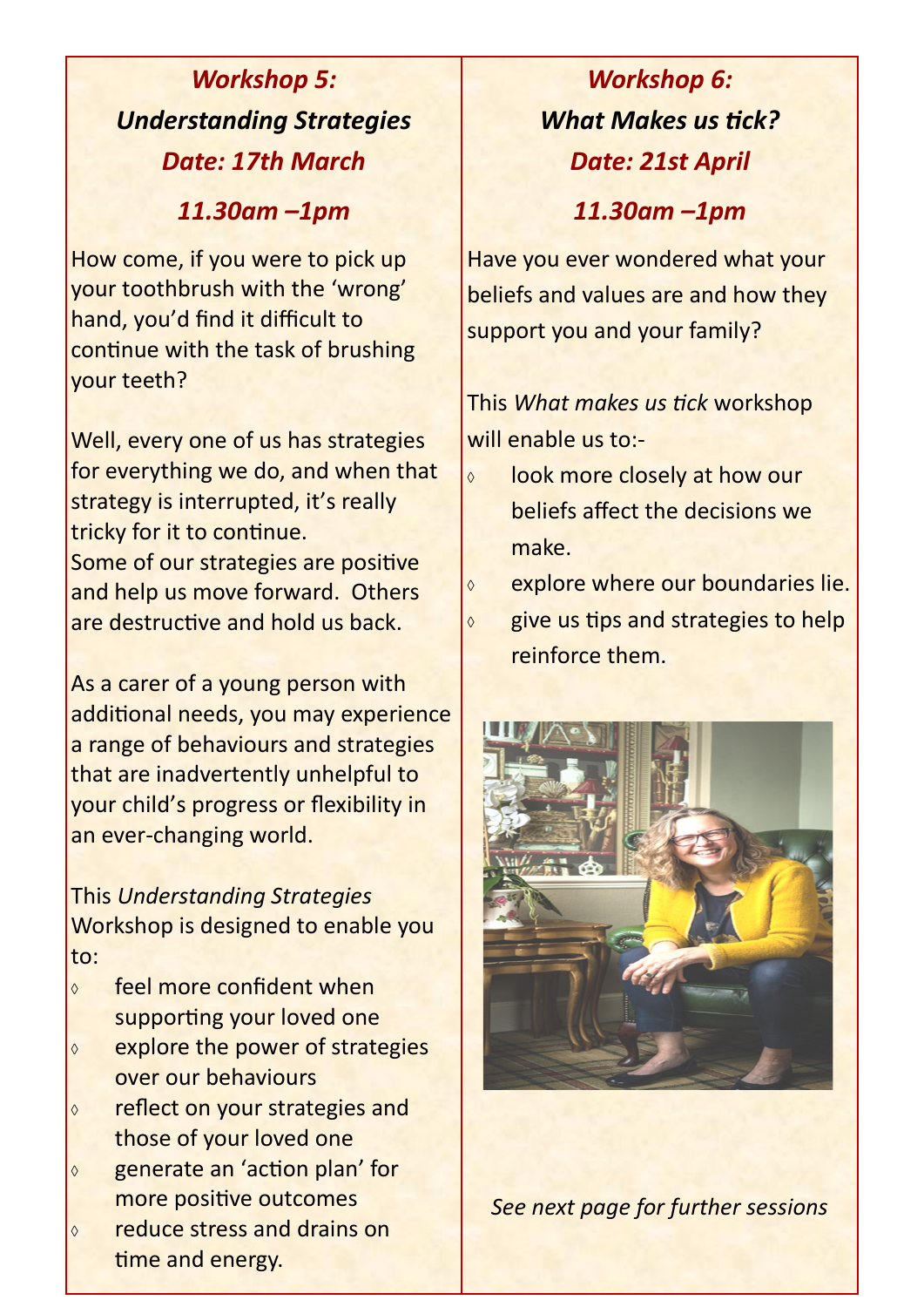## *Workshop 5:*

## *Understanding Strategies*

### *Date: 17th March*

### *11.30am –1pm*

How come, if you were to pick up your toothbrush with the 'wrong' hand, you'd find it difficult to continue with the task of brushing your teeth?

Well, every one of us has strategies for everything we do, and when that strategy is interrupted, it's really tricky for it to continue.
Some of our strategies are positive and help us move forward. Others are destructive and hold us back.

As a carer of a young person with additional needs, you may experience a range of behaviours and strategies that are inadvertently unhelpful to your child's progress or flexibility in an ever-changing world.

This *Understanding Strategies* Workshop is designed to enable you to:

- feel more confident when supporting your loved one
- explore the power of strategies over our behaviours
- reflect on your strategies and those of your loved one
- generate an 'action plan' for more positive outcomes
- reduce stress and drains on time and energy.

## *Workshop 6:*

## *What Makes us tick?*

### *Date: 21st April*

### *11.30am –1pm*

Have you ever wondered what your beliefs and values are and how they support you and your family?

This *What makes us tick* workshop will enable us to:-

- look more closely at how our beliefs affect the decisions we make.
- explore where our boundaries lie.
- give us tips and strategies to help reinforce them.

*See next page for further sessions*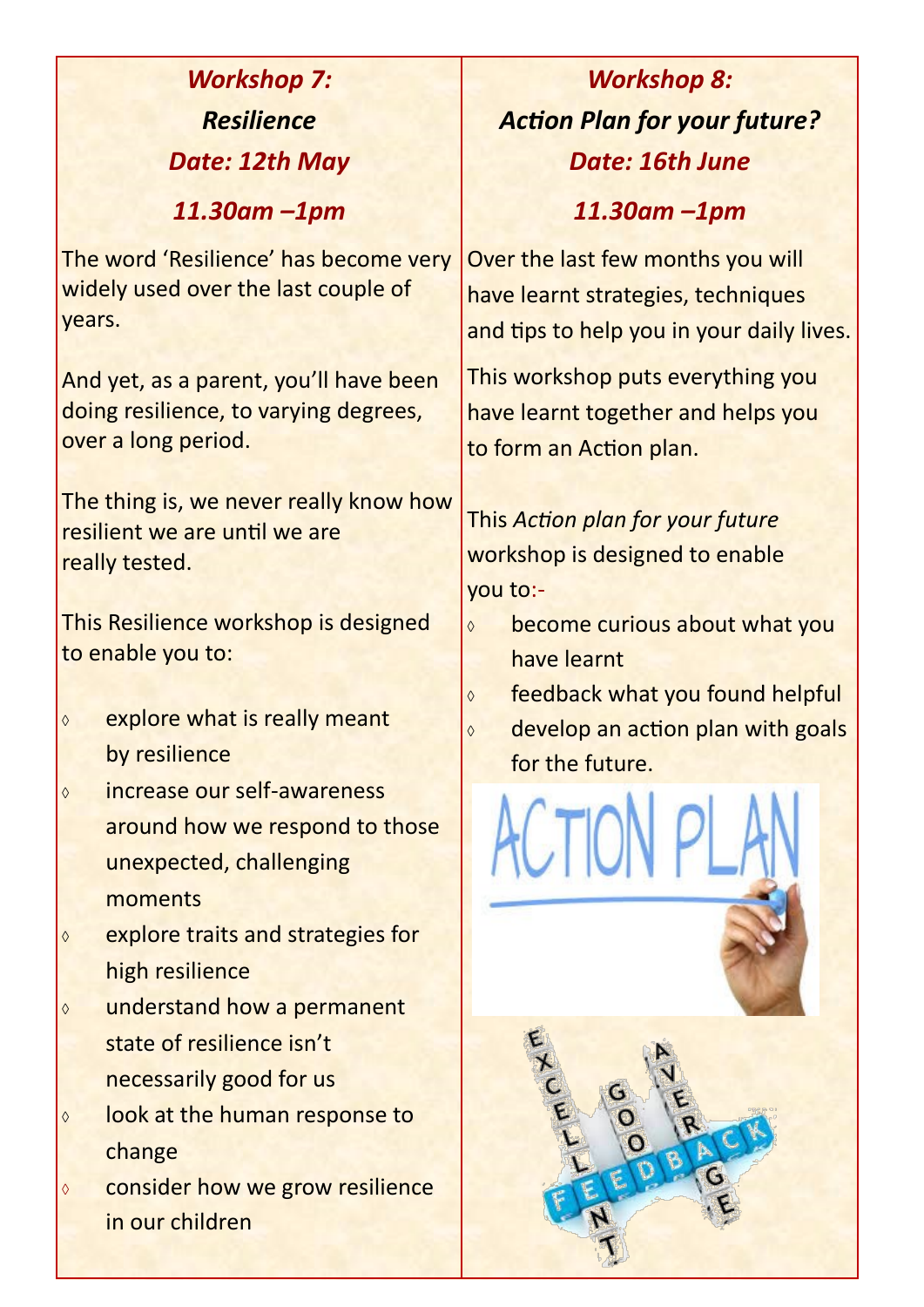## *Workshop 7:*
## *Resilience*
### *Date: 12th May*
### *11.30am –1pm*

The word 'Resilience' has become very widely used over the last couple of years.

And yet, as a parent, you'll have been doing resilience, to varying degrees, over a long period.

The thing is, we never really know how resilient we are until we are really tested.

This Resilience workshop is designed to enable you to:

- explore what is really meant by resilience
- increase our self-awareness around how we respond to those unexpected, challenging moments
- explore traits and strategies for high resilience
- understand how a permanent state of resilience isn't necessarily good for us
- look at the human response to change
- consider how we grow resilience in our children

## *Workshop 8:*
## *Action Plan for your future?*
### *Date: 16th June*
### *11.30am –1pm*

Over the last few months you will have learnt strategies, techniques and tips to help you in your daily lives.

This workshop puts everything you have learnt together and helps you to form an Action plan.

This *Action plan for your future* workshop is designed to enable you to:-

- become curious about what you have learnt
- feedback what you found helpful
- develop an action plan with goals for the future.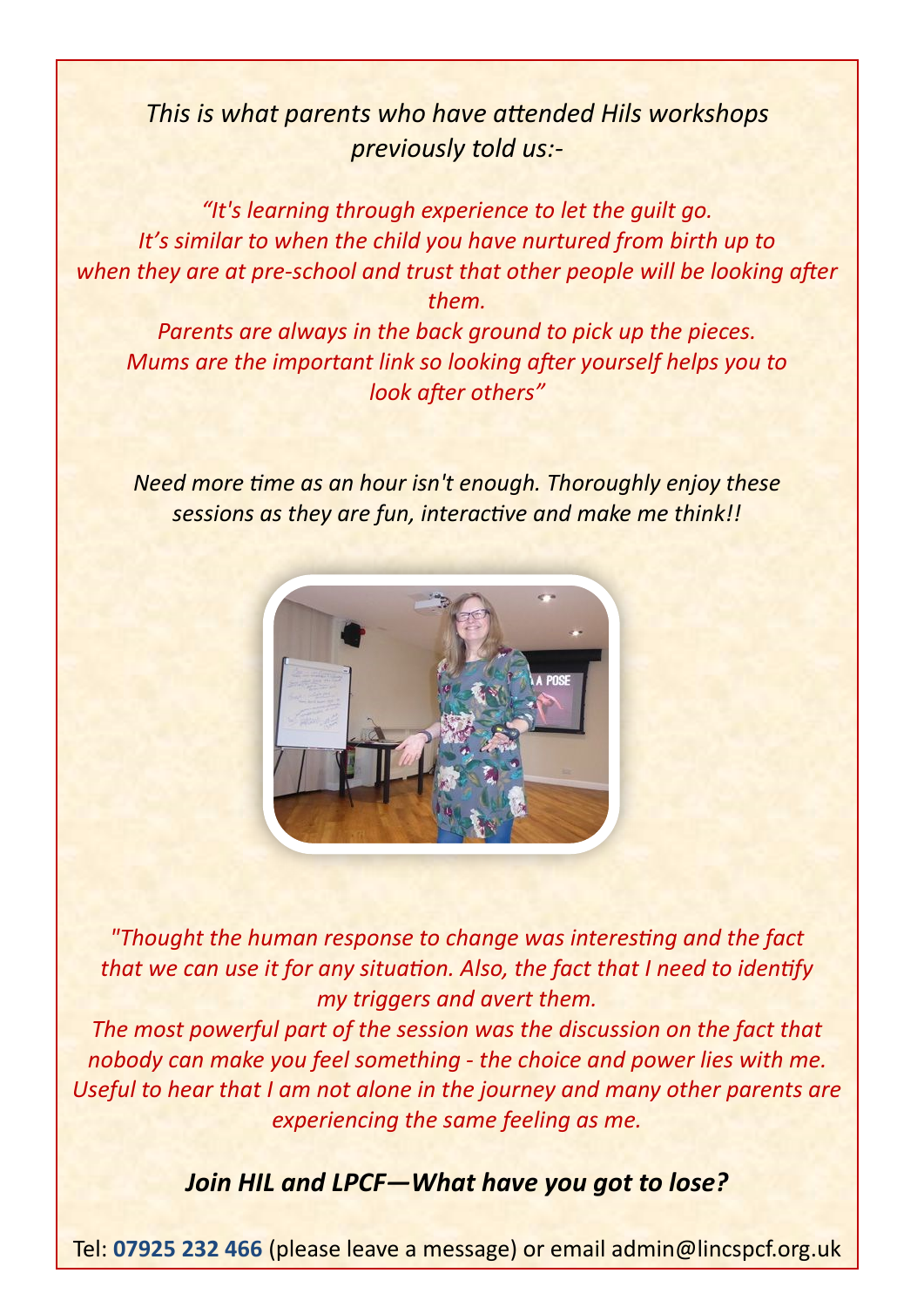*This is what parents who have attended Hils workshops previously told us:-*

*"It's learning through experience to let the guilt go.
It's similar to when the child you have nurtured from birth up to when they are at pre-school and trust that other people will be looking after them.
Parents are always in the back ground to pick up the pieces.
Mums are the important link so looking after yourself helps you to look after others"*

*Need more time as an hour isn't enough. Thoroughly enjoy these sessions as they are fun, interactive and make me think!!*

*"Thought the human response to change was interesting and the fact that we can use it for any situation. Also, the fact that I need to identify my triggers and avert them.
The most powerful part of the session was the discussion on the fact that nobody can make you feel something - the choice and power lies with me.
Useful to hear that I am not alone in the journey and many other parents are experiencing the same feeling as me.*

***Join HIL and LPCF—What have you got to lose?***

Tel: **07925 232 466** (please leave a message) or email admin@lincspcf.org.uk